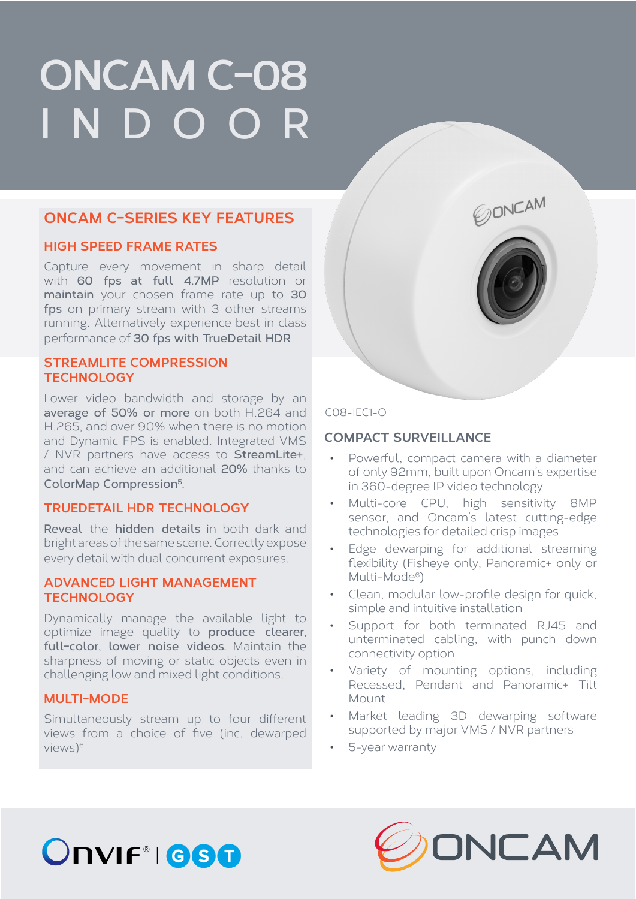# ONCAM C-08 INDOOR

## ONCAM C-SERIES KEY FEATURES

### HIGH SPEED FRAME RATES

Capture every movement in sharp detail with **60 fps at full 4.7MP** resolution or **maintain** your chosen frame rate up to **30 fps** on primary stream with 3 other streams running. Alternatively experience best in class performance of **30 fps with TrueDetail HDR**.

### STREAMLITE COMPRESSION TECHNOLOGY

Lower video bandwidth and storage by an **average of 50% or more** on both H.264 and H.265, and over 90% when there is no motion and Dynamic FPS is enabled. Integrated VMS / NVR partners have access to **StreamLite+**, and can achieve an additional **20%** thanks to **ColorMap Compression**[5].

### TRUEDETAIL HDR TECHNOLOGY

**Reveal** the **hidden details** in both dark and bright areas of the same scene. Correctly expose every detail with dual concurrent exposures.

### ADVANCED LIGHT MANAGEMENT TECHNOLOGY

Dynamically manage the available light to optimize image quality to **produce clearer, full-color, lower noise videos**. Maintain the sharpness of moving or static objects even in challenging low and mixed light conditions.

### MULTI-MODE

Simultaneously stream up to four different views from a choice of five (inc. dewarped views)[6]

C08-IEC1-O

## COMPACT SURVEILLANCE

- Powerful, compact camera with a diameter of only 92mm, built upon Oncam's expertise in 360-degree IP video technology
- Multi-core CPU, high sensitivity 8MP sensor, and Oncam's latest cutting-edge technologies for detailed crisp images
- Edge dewarping for additional streaming flexibility (Fisheye only, Panoramic+ only or Multi-Mode[6])
- Clean, modular low-profile design for quick, simple and intuitive installation
- Support for both terminated RJ45 and unterminated cabling, with punch down connectivity option
- Variety of mounting options, including Recessed, Pendant and Panoramic+ Tilt Mount
- Market leading 3D dewarping software supported by major VMS / NVR partners
- 5-year warranty

ONVIF® | GST

ONCAM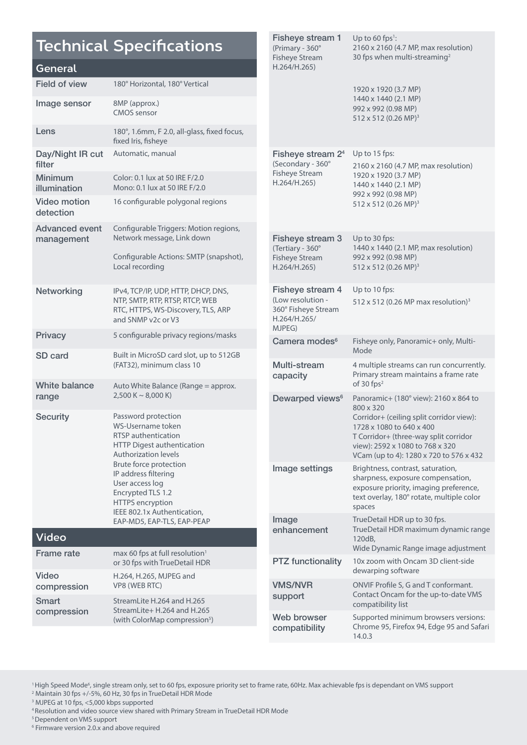# Technical Specifications

## General

| | |
|---|---|
| Field of view | 180° Horizontal, 180° Vertical |
| Image sensor | 8MP (approx.)<br>CMOS sensor |
| Lens | 180°, 1.6mm, F 2.0, all-glass, fixed focus, fixed Iris, fisheye |
| Day/Night IR cut filter | Automatic, manual |
| Minimum illumination | Color: 0.1 lux at 50 IRE F/2.0<br>Mono: 0.1 lux at 50 IRE F/2.0 |
| Video motion detection | 16 configurable polygonal regions |
| Advanced event management | Configurable Triggers: Motion regions, Network message, Link down<br><br>Configurable Actions: SMTP (snapshot), Local recording |
| Networking | IPv4, TCP/IP, UDP, HTTP, DHCP, DNS, NTP, SMTP, RTP, RTSP, RTCP, WEB RTC, HTTPS, WS-Discovery, TLS, ARP and SNMP v2c or V3 |
| Privacy | 5 configurable privacy regions/masks |
| SD card | Built in MicroSD card slot, up to 512GB (FAT32), minimum class 10 |
| White balance range | Auto White Balance (Range = approx. 2,500 K ~ 8,000 K) |
| Security | Password protection<br>WS-Username token<br>RTSP authentication<br>HTTP Digest authentication<br>Authorization levels<br>Brute force protection<br>IP address filtering<br>User access log<br>Encrypted TLS 1.2<br>HTTPS encryption<br>IEEE 802.1x Authentication, EAP-MD5, EAP-TLS, EAP-PEAP |

## Video

| | |
|---|---|
| Frame rate | max 60 fps at full resolution[1]<br>or 30 fps with TrueDetail HDR |
| Video compression | H.264, H.265, MJPEG and VP8 (WEB RTC) |
| Smart compression | StreamLite H.264 and H.265<br>StreamLite+ H.264 and H.265 (with ColorMap compression[5]) |
| Fisheye stream 1 (Primary - 360° Fisheye Stream H.264/H.265) | Up to 60 fps[1]:<br>2160 x 2160 (4.7 MP, max resolution)<br>30 fps when multi-streaming[2]<br><br>1920 x 1920 (3.7 MP)<br>1440 x 1440 (2.1 MP)<br>992 x 992 (0.98 MP)<br>512 x 512 (0.26 MP)[3] |
| Fisheye stream 2[4] (Secondary - 360° Fisheye Stream H.264/H.265) | Up to 15 fps:<br>2160 x 2160 (4.7 MP, max resolution)<br>1920 x 1920 (3.7 MP)<br>1440 x 1440 (2.1 MP)<br>992 x 992 (0.98 MP)<br>512 x 512 (0.26 MP)[3] |
| Fisheye stream 3 (Tertiary - 360° Fisheye Stream H.264/H.265) | Up to 30 fps:<br>1440 x 1440 (2.1 MP, max resolution)<br>992 x 992 (0.98 MP)<br>512 x 512 (0.26 MP)[3] |
| Fisheye stream 4 (Low resolution - 360° Fisheye Stream H.264/H.265/ MJPEG) | Up to 10 fps:<br>512 x 512 (0.26 MP max resolution)[3] |
| Camera modes[6] | Fisheye only, Panoramic+ only, Multi-Mode |
| Multi-stream capacity | 4 multiple streams can run concurrently. Primary stream maintains a frame rate of 30 fps[2] |
| Dewarped views[6] | Panoramic+ (180° view): 2160 x 864 to 800 x 320<br>Corridor+ (ceiling split corridor view): 1728 x 1080 to 640 x 400<br>T Corridor+ (three-way split corridor view): 2592 x 1080 to 768 x 320<br>VCam (up to 4): 1280 x 720 to 576 x 432 |
| Image settings | Brightness, contrast, saturation, sharpness, exposure compensation, exposure priority, imaging preference, text overlay, 180° rotate, multiple color spaces |
| Image enhancement | TrueDetail HDR up to 30 fps.<br>TrueDetail HDR maximum dynamic range 120dB,<br>Wide Dynamic Range image adjustment |
| PTZ functionality | 10x zoom with Oncam 3D client-side dewarping software |
| VMS/NVR support | ONVIF Profile S, G and T conformant. Contact Oncam for the up-to-date VMS compatibility list |
| Web browser compatibility | Supported minimum browsers versions: Chrome 95, Firefox 94, Edge 95 and Safari 14.0.3 |

[1] High Speed Mode[6], single stream only, set to 60 fps, exposure priority set to frame rate, 60Hz. Max achievable fps is dependant on VMS support
[2] Maintain 30 fps +/-5%, 60 Hz, 30 fps in TrueDetail HDR Mode
[3] MJPEG at 10 fps, <5,000 kbps supported
[4] Resolution and video source view shared with Primary Stream in TrueDetail HDR Mode
[5] Dependent on VMS support
[6] Firmware version 2.0.x and above required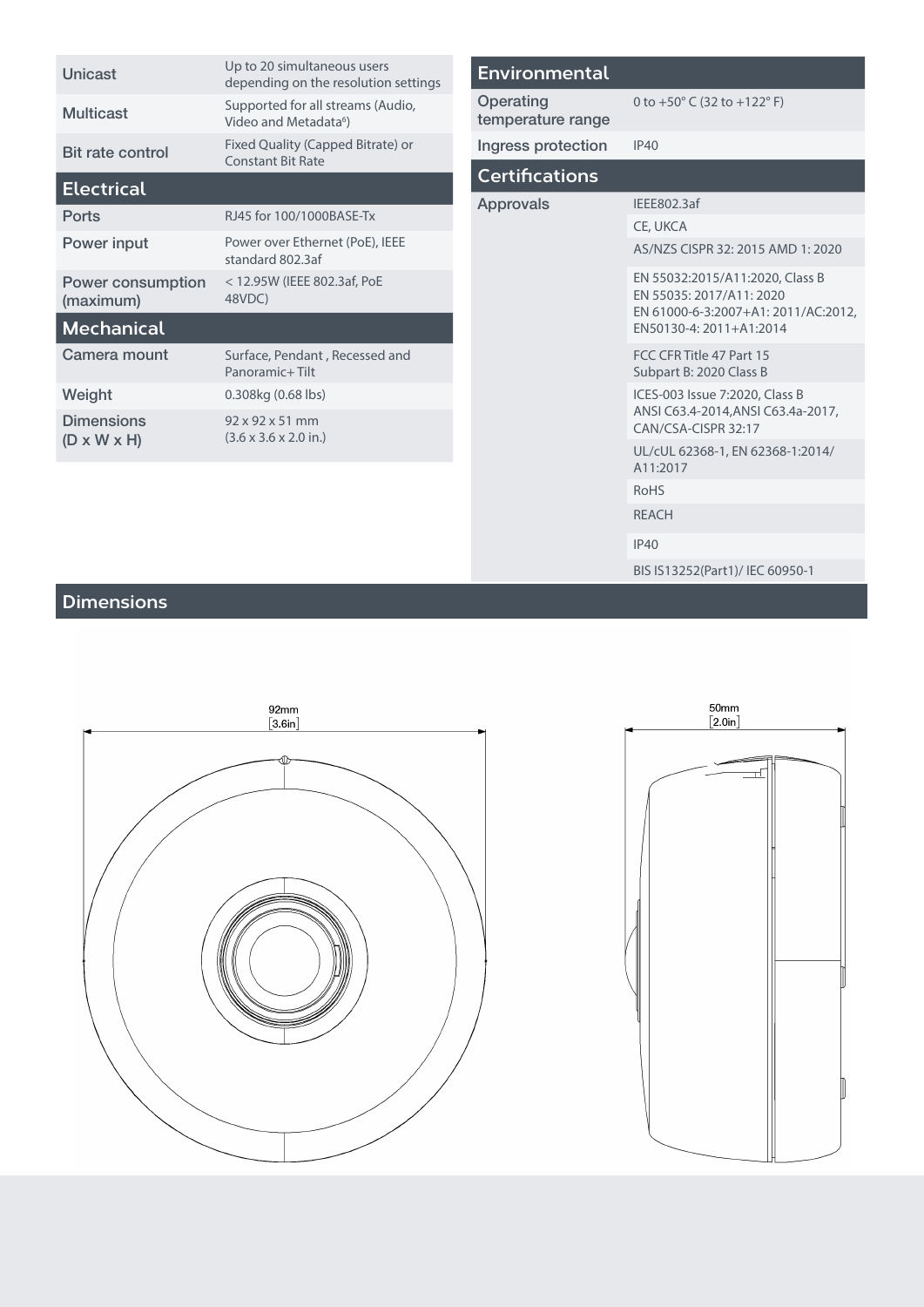| | |
|---|---|
| Unicast | Up to 20 simultaneous users depending on the resolution settings |
| Multicast | Supported for all streams (Audio, Video and Metadata[6]) |
| Bit rate control | Fixed Quality (Capped Bitrate) or Constant Bit Rate |

## Electrical

| | |
|---|---|
| Ports | RJ45 for 100/1000BASE-Tx |
| Power input | Power over Ethernet (PoE), IEEE standard 802.3af |
| Power consumption (maximum) | < 12.95W (IEEE 802.3af, PoE 48VDC) |

## Mechanical

| | |
|---|---|
| Camera mount | Surface, Pendant , Recessed and Panoramic+ Tilt |
| Weight | 0.308kg (0.68 lbs) |
| Dimensions (D x W x H) | 92 x 92 x 51 mm (3.6 x 3.6 x 2.0 in.) |

## Environmental

| | |
|---|---|
| Operating temperature range | 0 to +50° C (32 to +122° F) |
| Ingress protection | IP40 |

## Certifications

| | |
|---|---|
| Approvals | IEEE802.3af |
| | CE, UKCA |
| | AS/NZS CISPR 32: 2015 AMD 1: 2020 |
| | EN 55032:2015/A11:2020, Class B<br>EN 55035: 2017/A11: 2020<br>EN 61000-6-3:2007+A1: 2011/AC:2012,<br>EN50130-4: 2011+A1:2014 |
| | FCC CFR Title 47 Part 15 Subpart B: 2020 Class B |
| | ICES-003 Issue 7:2020, Class B<br>ANSI C63.4-2014,ANSI C63.4a-2017,<br>CAN/CSA-CISPR 32:17 |
| | UL/cUL 62368-1, EN 62368-1:2014/ A11:2017 |
| | RoHS |
| | REACH |
| | IP40 |
| | BIS IS13252(Part1)/ IEC 60950-1 |

## Dimensions

92mm [3.6in]

50mm [2.0in]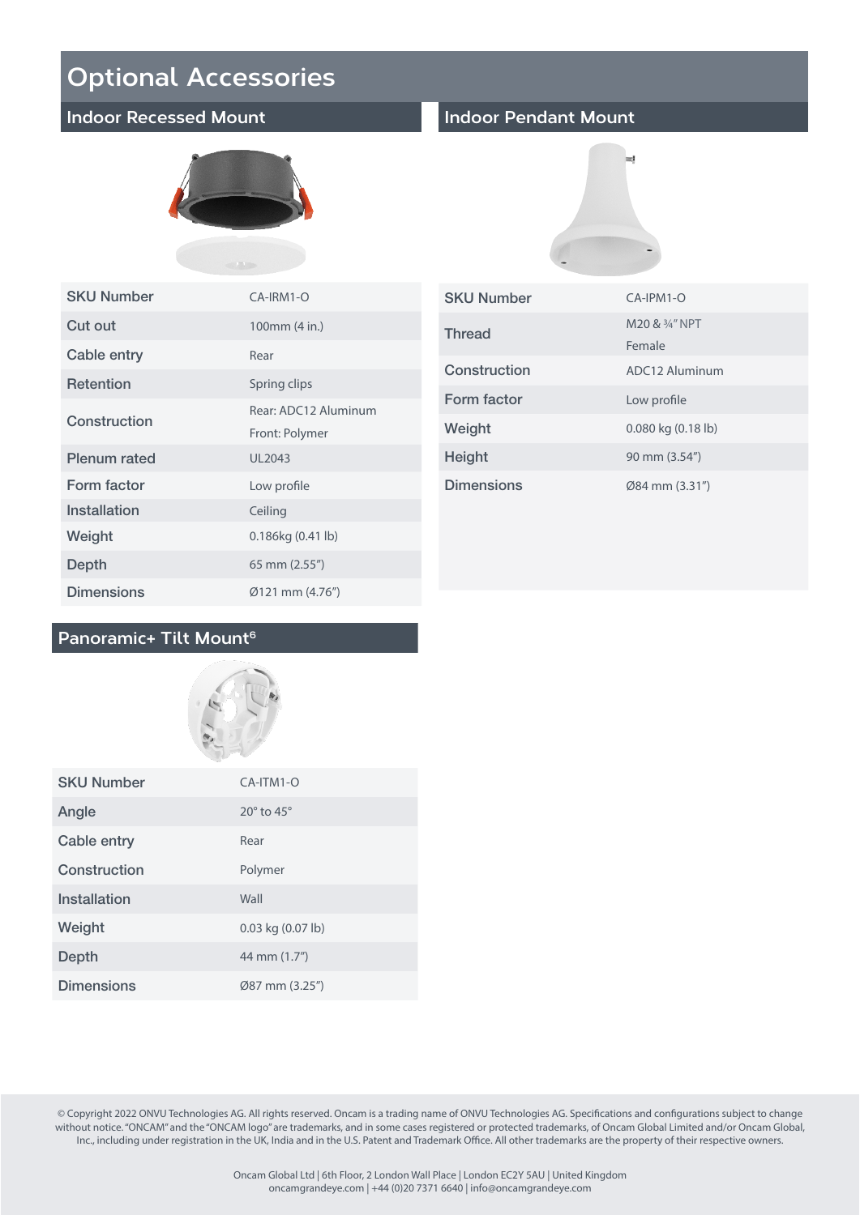# Optional Accessories

## Indoor Recessed Mount

| | |
|---|---|
| SKU Number | CA-IRM1-O |
| Cut out | 100mm (4 in.) |
| Cable entry | Rear |
| Retention | Spring clips |
| Construction | Rear: ADC12 Aluminum<br>Front: Polymer |
| Plenum rated | UL2043 |
| Form factor | Low profile |
| Installation | Ceiling |
| Weight | 0.186kg (0.41 lb) |
| Depth | 65 mm (2.55") |
| Dimensions | Ø121 mm (4.76") |

## Indoor Pendant Mount

| | |
|---|---|
| SKU Number | CA-IPM1-O |
| Thread | M20 & ¾" NPT<br>Female |
| Construction | ADC12 Aluminum |
| Form factor | Low profile |
| Weight | 0.080 kg (0.18 lb) |
| Height | 90 mm (3.54") |
| Dimensions | Ø84 mm (3.31") |

## Panoramic+ Tilt Mount[6]

| | |
|---|---|
| SKU Number | CA-ITM1-O |
| Angle | 20° to 45° |
| Cable entry | Rear |
| Construction | Polymer |
| Installation | Wall |
| Weight | 0.03 kg (0.07 lb) |
| Depth | 44 mm (1.7") |
| Dimensions | Ø87 mm (3.25") |

© Copyright 2022 ONVU Technologies AG. All rights reserved. Oncam is a trading name of ONVU Technologies AG. Specifications and configurations subject to change without notice. "ONCAM" and the "ONCAM logo" are trademarks, and in some cases registered or protected trademarks, of Oncam Global Limited and/or Oncam Global, Inc., including under registration in the UK, India and in the U.S. Patent and Trademark Office. All other trademarks are the property of their respective owners.

Oncam Global Ltd | 6th Floor, 2 London Wall Place | London EC2Y 5AU | United Kingdom
oncamgrandeye.com | +44 (0)20 7371 6640 | info@oncamgrandeye.com